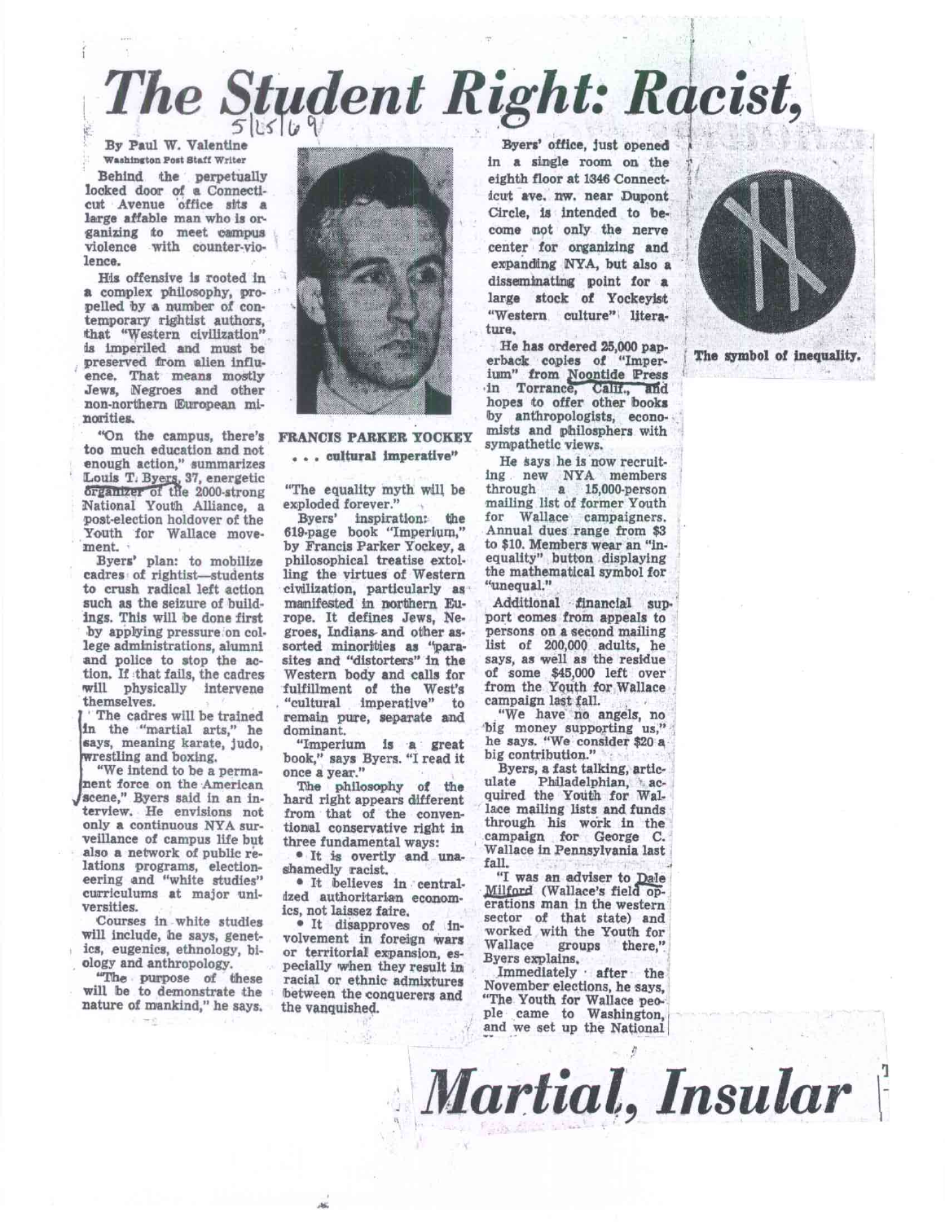# The Student Right: Racist, Martial, Insular

5/25/69

By Paul W. Valentine
Washington Post Staff Writer

Behind the perpetually locked door of a Connecticut Avenue office sits a large affable man who is organizing to meet campus violence with counter-violence.

His offensive is rooted in a complex philosophy, propelled by a number of contemporary rightist authors, that "Western civilization" is imperiled and must be preserved from alien influence. That means mostly Jews, Negroes and other non-northern European minorities.

"On the campus, there's too much education and not enough action," summarizes Louis T. Byers, 37, energetic organizer of the 2000-strong National Youth Alliance, a post-election holdover of the Youth for Wallace movement.

Byers' plan: to mobilize cadres of rightist—students to crush radical left action such as the seizure of buildings. This will be done first by applying pressure on college administrations, alumni and police to stop the action. If that fails, the cadres will physically intervene themselves.

The cadres will be trained in the "martial arts," he says, meaning karate, judo, wrestling and boxing.

"We intend to be a permanent force on the American scene," Byers said in an interview. He envisions not only a continuous NYA surveillance of campus life but also a network of public relations programs, electioneering and "white studies" curriculums at major universities.

Courses in white studies will include, he says, genetics, eugenics, ethnology, biology and anthropology.

"The purpose of these will be to demonstrate the nature of mankind," he says.

**FRANCIS PARKER YOCKEY**
**. . . cultural imperative"**

"The equality myth will be exploded forever."

Byers' inspiration: the 619-page book "Imperium," by Francis Parker Yockey, a philosophical treatise extolling the virtues of Western civilization, particularly as manifested in northern Europe. It defines Jews, Negroes, Indians and other assorted minorities as "parasites and "distorters" in the Western body and calls for fulfillment of the West's "cultural imperative" to remain pure, separate and dominant.

"Imperium is a great book," says Byers. "I read it once a year."

The philosophy of the hard right appears different from that of the conventional conservative right in three fundamental ways:

- It is overtly and unashamedly racist.
- It believes in centralized authoritarian economics, not laissez faire.
- It disapproves of involvement in foreign wars or territorial expansion, especially when they result in racial or ethnic admixtures between the conquerers and the vanquished.

Byers' office, just opened in a single room on the eighth floor at 1346 Connecticut ave. nw. near Dupont Circle, is intended to become not only the nerve center for organizing and expanding NYA, but also a disseminating point for a large stock of Yockeyist "Western culture" literature.

He has ordered 25,000 paperback copies of "Imperium" from Noontide Press in Torrance, Calif., and hopes to offer other books by anthropologists, economists and philosphers with sympathetic views.

He says he is now recruiting new NYA members through a 15,000-person mailing list of former Youth for Wallace campaigners. Annual dues range from $3 to $10. Members wear an "inequality" button displaying the mathematical symbol for "unequal."

Additional financial support comes from appeals to persons on a second mailing list of 200,000 adults, he says, as well as the residue of some $45,000 left over from the Youth for Wallace campaign last fall.

"We have no angels, no big money supporting us," he says. "We consider $20 a big contribution."

Byers, a fast talking, articulate Philadelphian, acquired the Youth for Wallace mailing lists and funds through his work in the campaign for George C. Wallace in Pennsylvania last fall.

"I was an adviser to Dale Milford (Wallace's field operations man in the western sector of that state) and worked with the Youth for Wallace groups there," Byers explains.

Immediately after the November elections, he says, "The Youth for Wallace people came to Washington, and we set up the National

The symbol of inequality.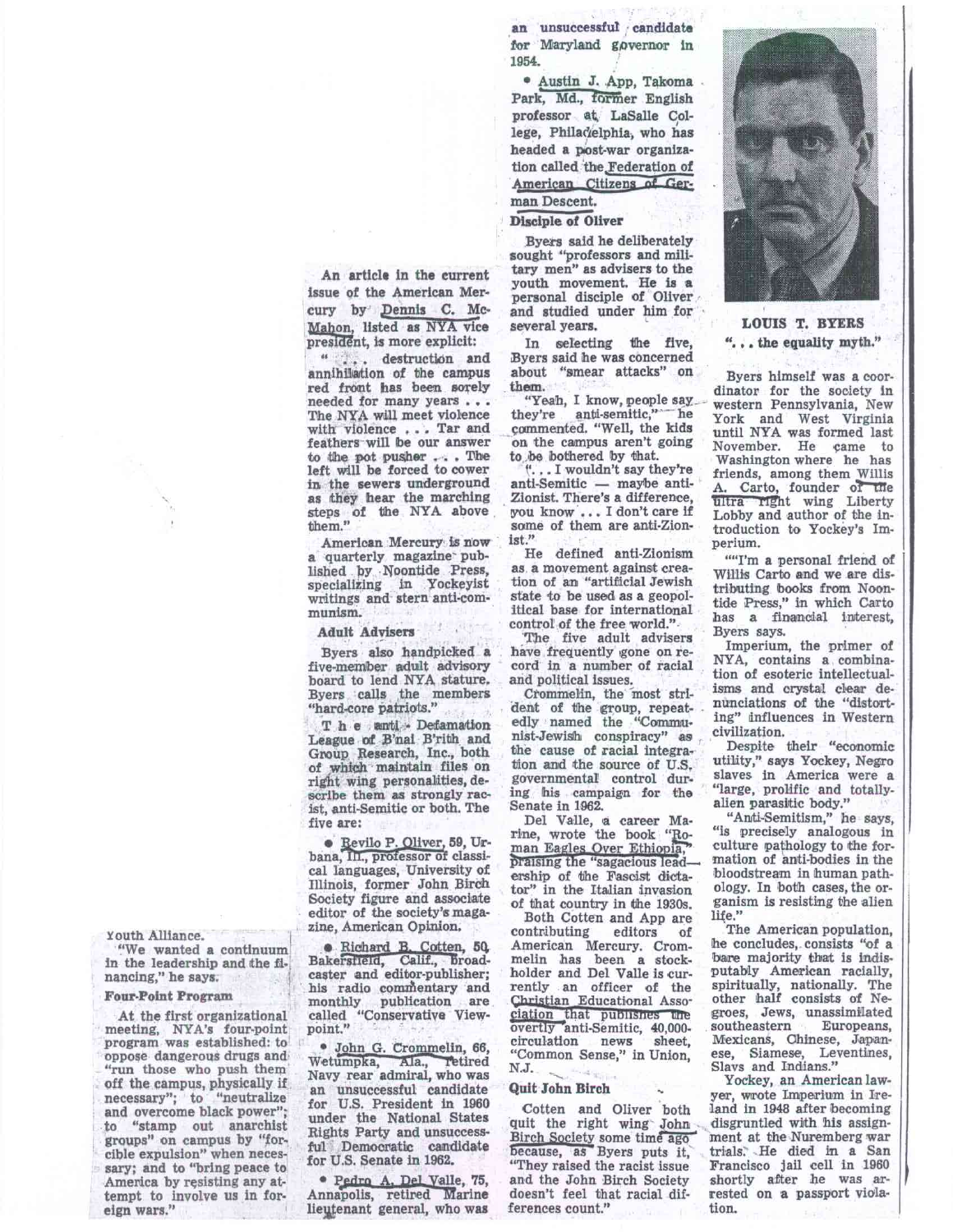Youth Alliance.

"We wanted a continuum in the leadership and the financing," he says.

**Four-Point Program**

At the first organizational meeting, NYA's four-point program was established: to oppose dangerous drugs and "run those who push them off the campus, physically if necessary"; to "neutralize and overcome black power"; to "stamp out anarchist groups" on campus by "forcible expulsion" when necessary; and to "bring peace to America by resisting any attempt to involve us in foreign wars."

An article in the current issue of the American Mercury by Dennis C. McMahon, listed as NYA vice president, is more explicit:

". . . destruction and annihilation of the campus red front has been sorely needed for many years . . . The NYA will meet violence with violence . . . Tar and feathers will be our answer to the pot pusher . . . The left will be forced to cower in the sewers underground as they hear the marching steps of the NYA above them."

American Mercury is now a quarterly magazine published by Noontide Press, specializing in Yockeyist writings and stern anti-communism.

**Adult Advisers**

Byers also handpicked a five-member adult advisory board to lend NYA stature. Byers calls the members "hard-core patriots."

The Anti-Defamation League of B'nai B'rith and Group Research, Inc., both of which maintain files on right wing personalities, describe them as strongly racist, anti-Semitic or both. The five are:

- Revilo P. Oliver, 59, Urbana, Ill., professor of classical languages, University of Illinois, former John Birch Society figure and associate editor of the society's magazine, American Opinion.
- Richard B. Cotten, 50, Bakersfield, Calif., broadcaster and editor-publisher; his radio commentary and monthly publication are called "Conservative Viewpoint."
- John G. Crommelin, 66, Wetumpka, Ala., retired Navy rear admiral, who was an unsuccessful candidate for U.S. President in 1960 under the National States Rights Party and unsuccessful Democratic candidate for U.S. Senate in 1962.
- Pedro A. Del Valle, 75, Annapolis, retired Marine lieutenant general, who was an unsuccessful candidate for Maryland governor in 1954.
- Austin J. App, Takoma Park, Md., former English professor at LaSalle College, Philadelphia, who has headed a post-war organization called the Federation of American Citizens of German Descent.

**Disciple of Oliver**

Byers said he deliberately sought "professors and military men" as advisers to the youth movement. He is a personal disciple of Oliver and studied under him for several years.

In selecting the five, Byers said he was concerned about "smear attacks" on them.

"Yeah, I know, people say they're anti-semitic," he commented. "Well, the kids on the campus aren't going to be bothered by that.

". . . I wouldn't say they're anti-Semitic — maybe anti-Zionist. There's a difference, you know . . . I don't care if some of them are anti-Zionist."

He defined anti-Zionism as a movement against creation of an "artificial Jewish state to be used as a geopolitical base for international control of the free world."

The five adult advisers have frequently gone on record in a number of racial and political issues.

Crommelin, the most strident of the group, repeatedly named the "Communist-Jewish conspiracy" as the cause of racial integration and the source of U.S. governmental control during his campaign for the Senate in 1962.

Del Valle, a career Marine, wrote the book "Roman Eagles Over Ethiopia," praising the "sagacious leadership of the Fascist dictator" in the Italian invasion of that country in the 1930s.

Both Cotten and App are contributing editors of American Mercury. Crommelin has been a stockholder and Del Valle is currently an officer of the Christian Educational Association that publishes the overtly anti-Semitic, 40,000-circulation news sheet, "Common Sense," in Union, N.J.

**Quit John Birch**

Cotten and Oliver both quit the right wing John Birch Society some time ago because, as Byers puts it, "They raised the racist issue and the John Birch Society doesn't feel that racial differences count."

**LOUIS T. BYERS**
". . . the equality myth."

Byers himself was a coordinator for the society in western Pennsylvania, New York and West Virginia until NYA was formed last November. He came to Washington where he has friends, among them Willis A. Carto, founder of the ultra right wing Liberty Lobby and author of the introduction to Yockey's Imperium.

"I'm a personal friend of Willis Carto and we are distributing books from Noontide Press," in which Carto has a financial interest, Byers says.

Imperium, the primer of NYA, contains a combination of esoteric intellectualisms and crystal clear denunciations of the "distorting" influences in Western civilization.

Despite their "economic utility," says Yockey, Negro slaves in America were a "large, prolific and totally-alien parasitic body."

"Anti-Semitism," he says, "is precisely analogous in culture pathology to the formation of anti-bodies in the bloodstream in human pathology. In both cases, the organism is resisting the alien life."

The American population, he concludes, consists "of a bare majority that is indisputably American racially, spiritually, nationally. The other half consists of Negroes, Jews, unassimilated southeastern Europeans, Mexicans, Chinese, Japanese, Siamese, Leventines, Slavs and Indians."

Yockey, an American lawyer, wrote Imperium in Ireland in 1948 after becoming disgruntled with his assignment at the Nuremberg war trials. He died in a San Francisco jail cell in 1960 shortly after he was arrested on a passport violation.